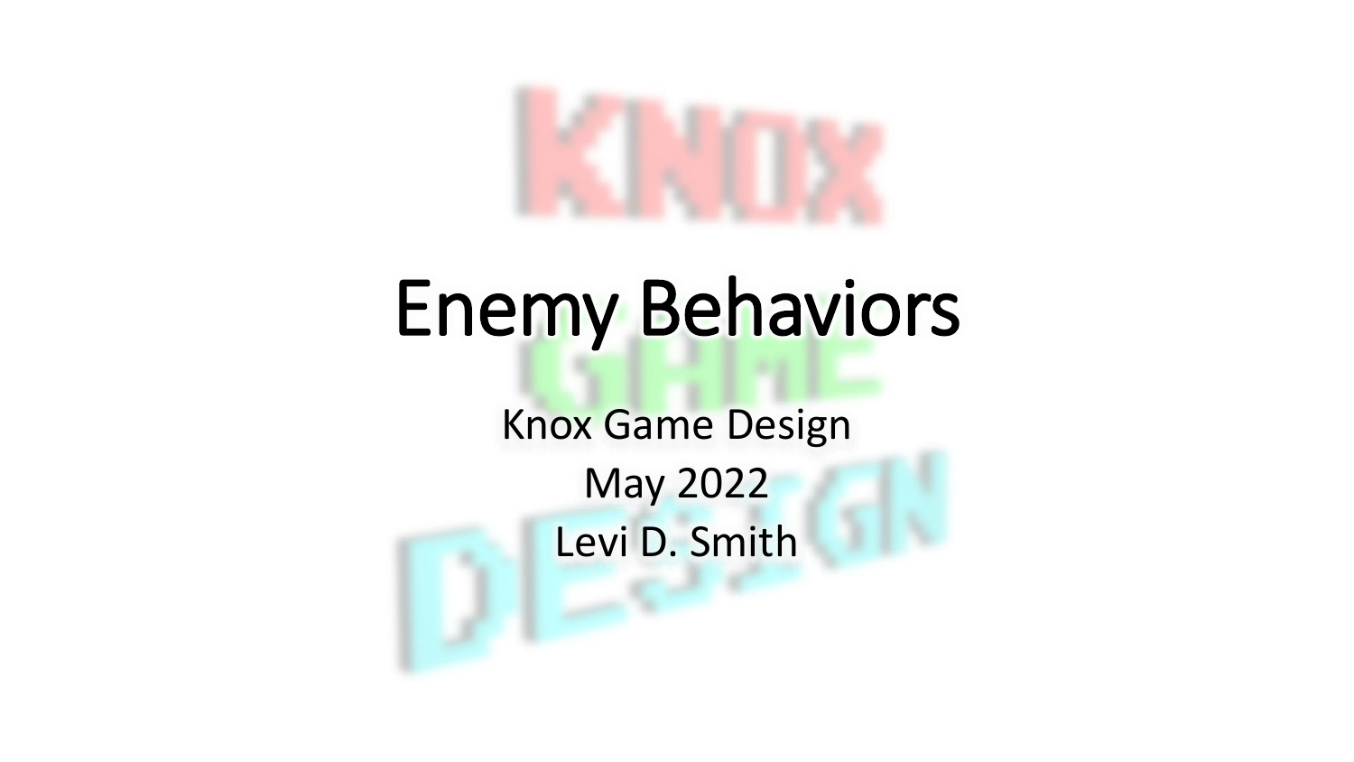# Enemy Behaviors

Knox Game Design

May 2022

Levi D. Smith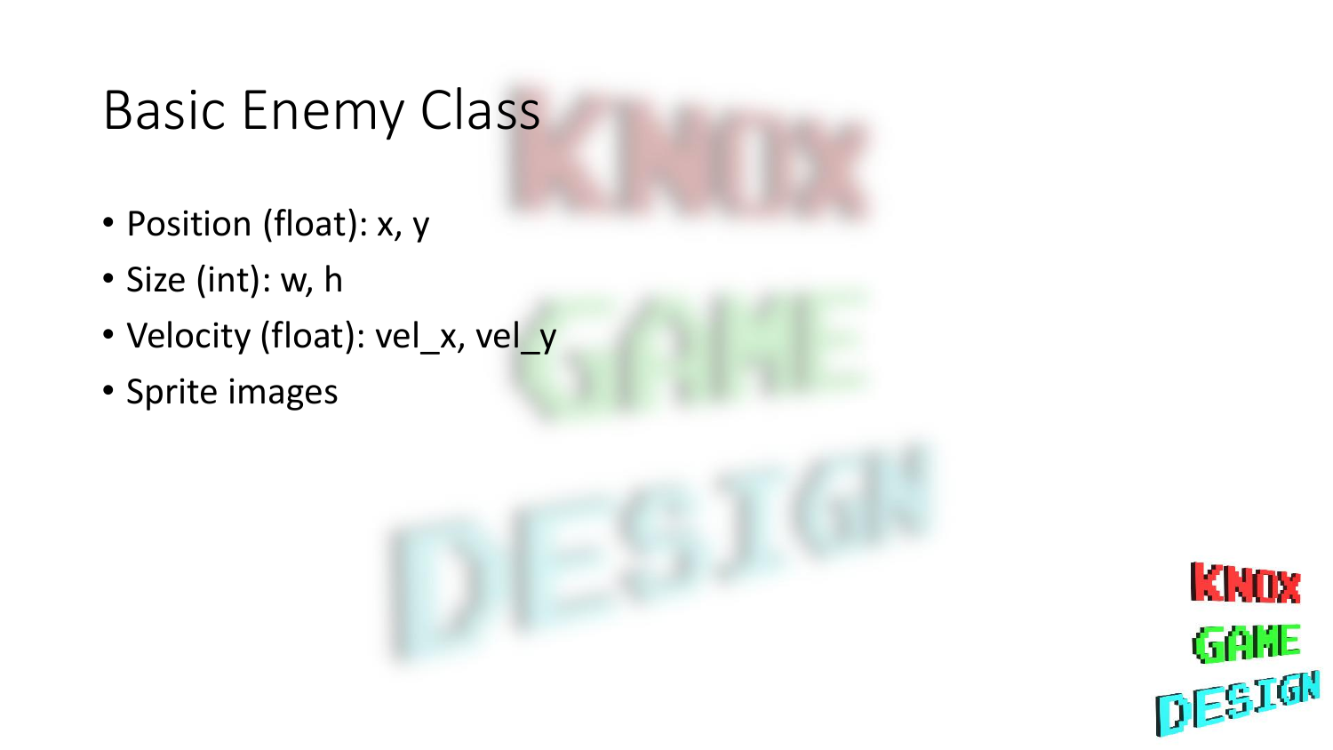# Basic Enemy Class

- Position (float): x, y
- Size (int): w, h
- Velocity (float): vel_x, vel_y
- Sprite images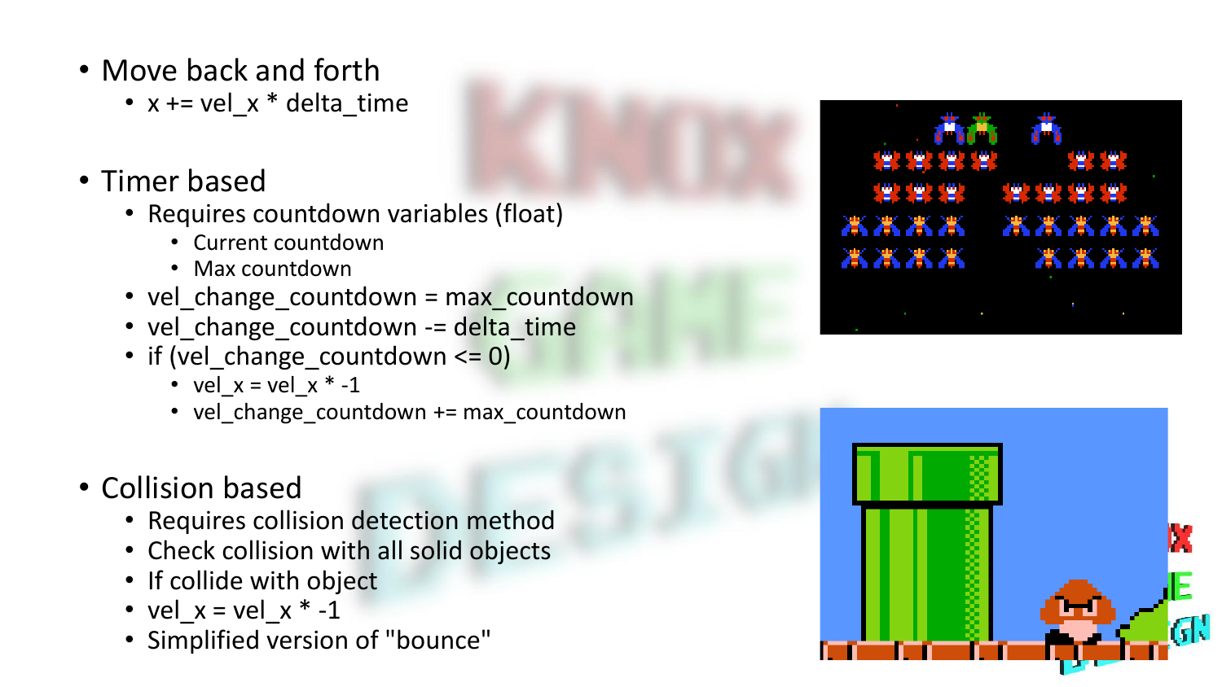- Move back and forth
  - x += vel_x * delta_time
- Timer based
  - Requires countdown variables (float)
    - Current countdown
    - Max countdown
  - vel_change_countdown = max_countdown
  - vel_change_countdown -= delta_time
  - if (vel_change_countdown <= 0)
    - vel_x = vel_x * -1
    - vel_change_countdown += max_countdown
- Collision based
  - Requires collision detection method
  - Check collision with all solid objects
  - If collide with object
  - vel_x = vel_x * -1
  - Simplified version of "bounce"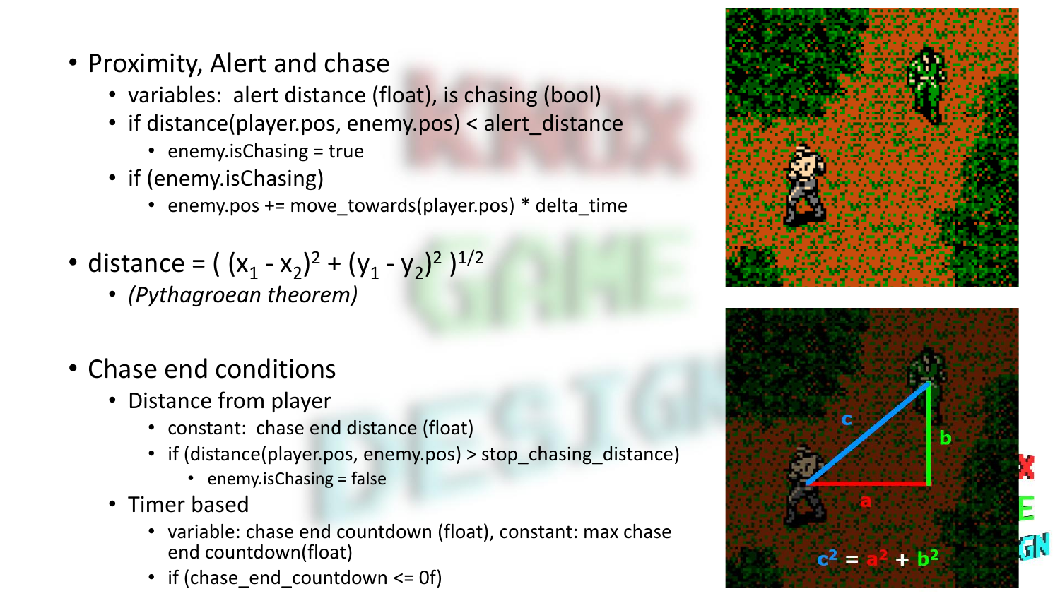- Proximity, Alert and chase
  - variables: alert distance (float), is chasing (bool)
  - if distance(player.pos, enemy.pos) < alert_distance
    - enemy.isChasing = true
  - if (enemy.isChasing)
    - enemy.pos += move_towards(player.pos) * delta_time

- distance = $( (x_1 - x_2)^2 + (y_1 - y_2)^2 )^{1/2}$
  - *(Pythagroean theorem)*

- Chase end conditions
  - Distance from player
    - constant: chase end distance (float)
    - if (distance(player.pos, enemy.pos) > stop_chasing_distance)
      - enemy.isChasing = false
  - Timer based
    - variable: chase end countdown (float), constant: max chase end countdown(float)
    - if (chase_end_countdown <= 0f)

$c^2 = a^2 + b^2$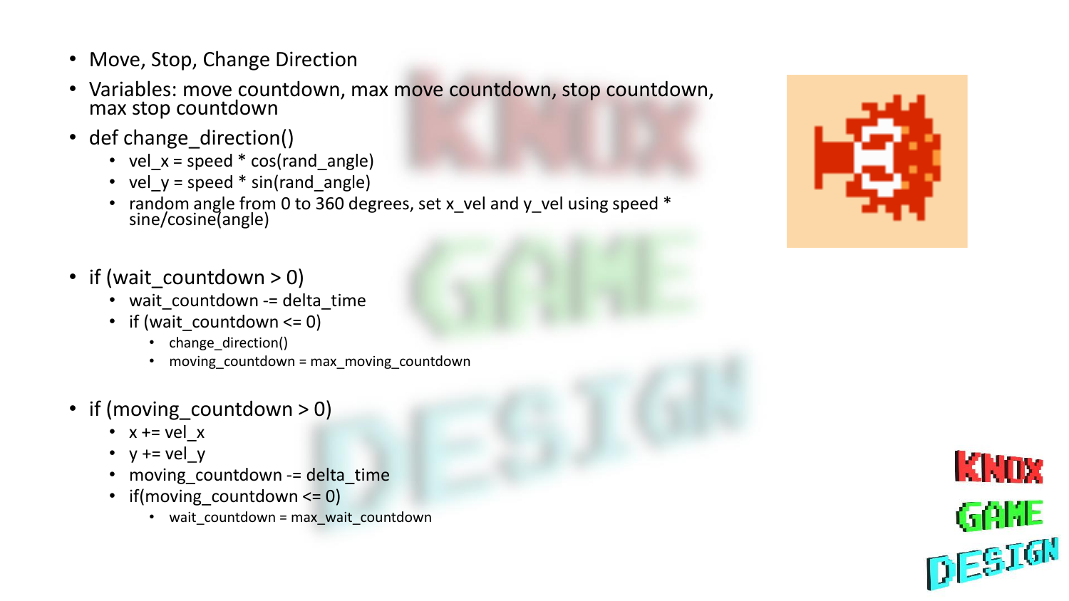- Move, Stop, Change Direction
- Variables: move countdown, max move countdown, stop countdown, max stop countdown
- def change_direction()
  - vel_x = speed * cos(rand_angle)
  - vel_y = speed * sin(rand_angle)
  - random angle from 0 to 360 degrees, set x_vel and y_vel using speed * sine/cosine(angle)

- if (wait_countdown > 0)
  - wait_countdown -= delta_time
  - if (wait_countdown <= 0)
    - change_direction()
    - moving_countdown = max_moving_countdown

- if (moving_countdown > 0)
  - x += vel_x
  - y += vel_y
  - moving_countdown -= delta_time
  - if(moving_countdown <= 0)
    - wait_countdown = max_wait_countdown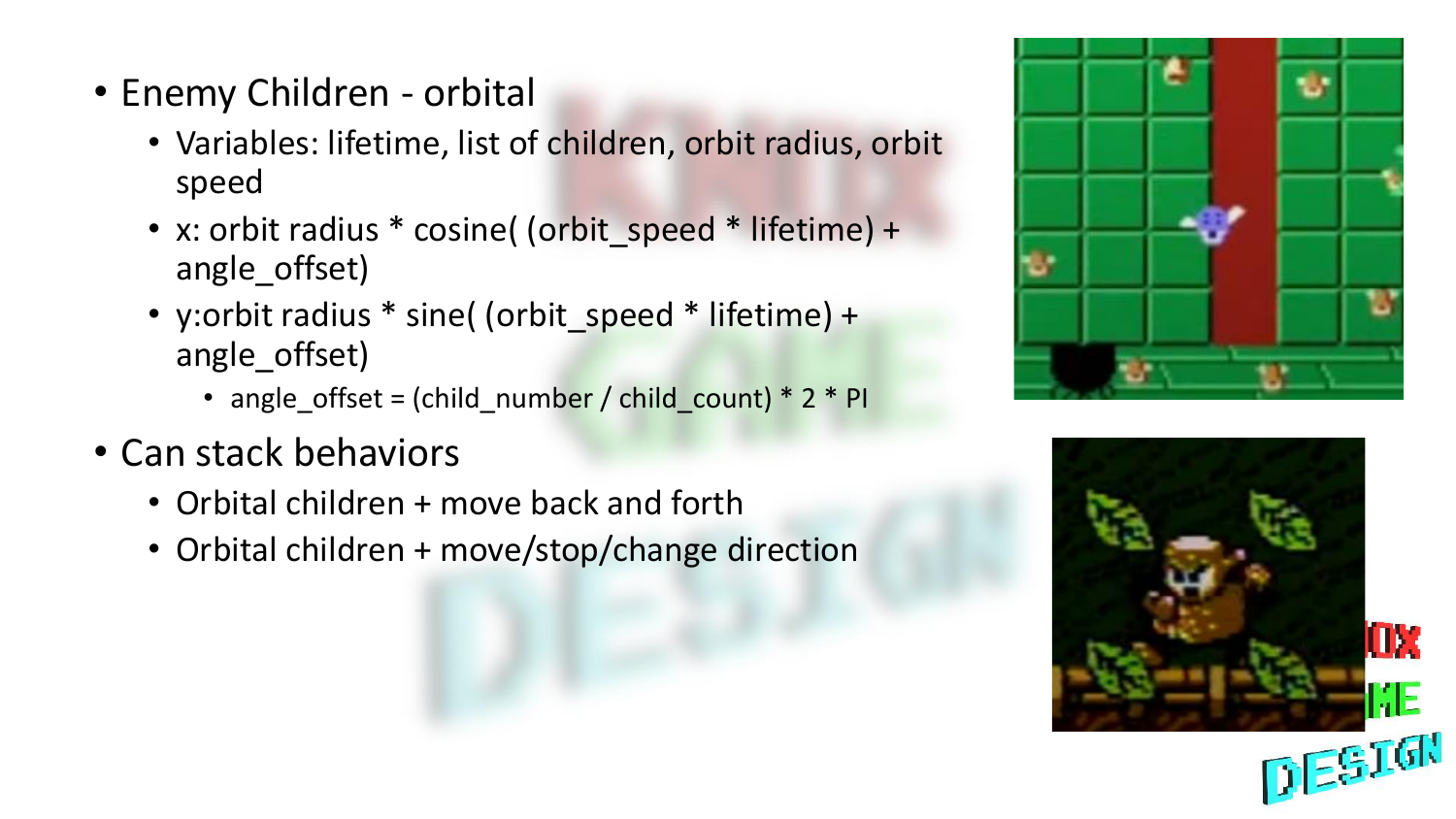- Enemy Children - orbital
  - Variables: lifetime, list of children, orbit radius, orbit speed
  - x: orbit radius * cosine( (orbit_speed * lifetime) + angle_offset)
  - y:orbit radius * sine( (orbit_speed * lifetime) + angle_offset)
    - angle_offset = (child_number / child_count) * 2 * PI
- Can stack behaviors
  - Orbital children + move back and forth
  - Orbital children + move/stop/change direction